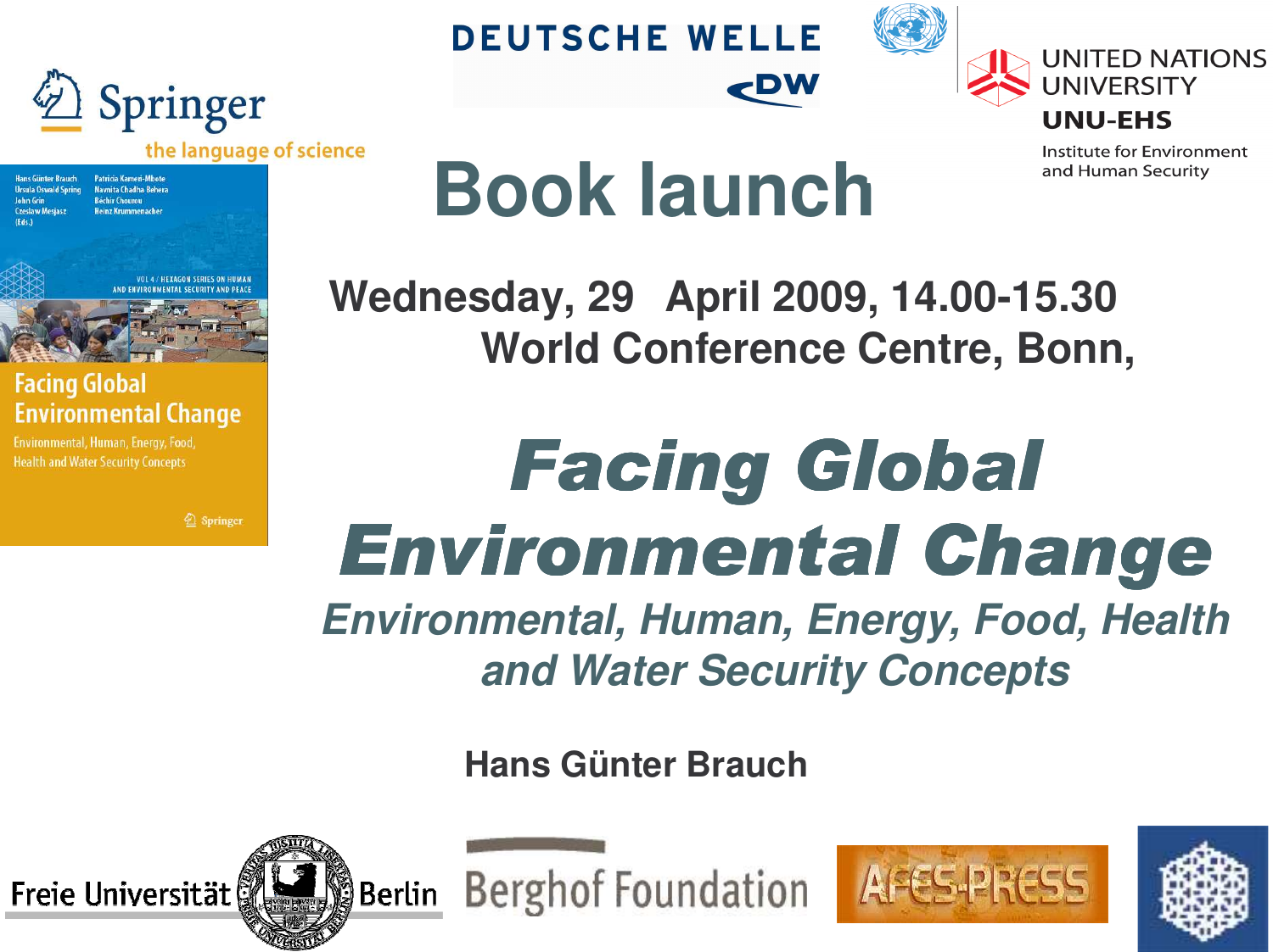Springer
the language of science

DEUTSCHE WELLE
DW

UNITED NATIONS UNIVERSITY
UNU-EHS
Institute for Environment and Human Security

Hans Günter Brauch
Ursula Oswald Spring
John Grin
Czeslaw Mesjasz
(Eds.)

Patricia Kameri-Mbote
Navnita Chadha Behera
Béchir Chourou
Heinz Krummenacher

VOL 4 / HEXAGON SERIES ON HUMAN AND ENVIRONMENTAL SECURITY AND PEACE

Facing Global Environmental Change

Environmental, Human, Energy, Food, Health and Water Security Concepts

Springer

# Book launch

**Wednesday, 29 April 2009, 14.00-15.30**
**World Conference Centre, Bonn,**

# *Facing Global Environmental Change*

## *Environmental, Human, Energy, Food, Health and Water Security Concepts*

**Hans Günter Brauch**

Freie Universität Berlin

Berghof Foundation

AFES-PRESS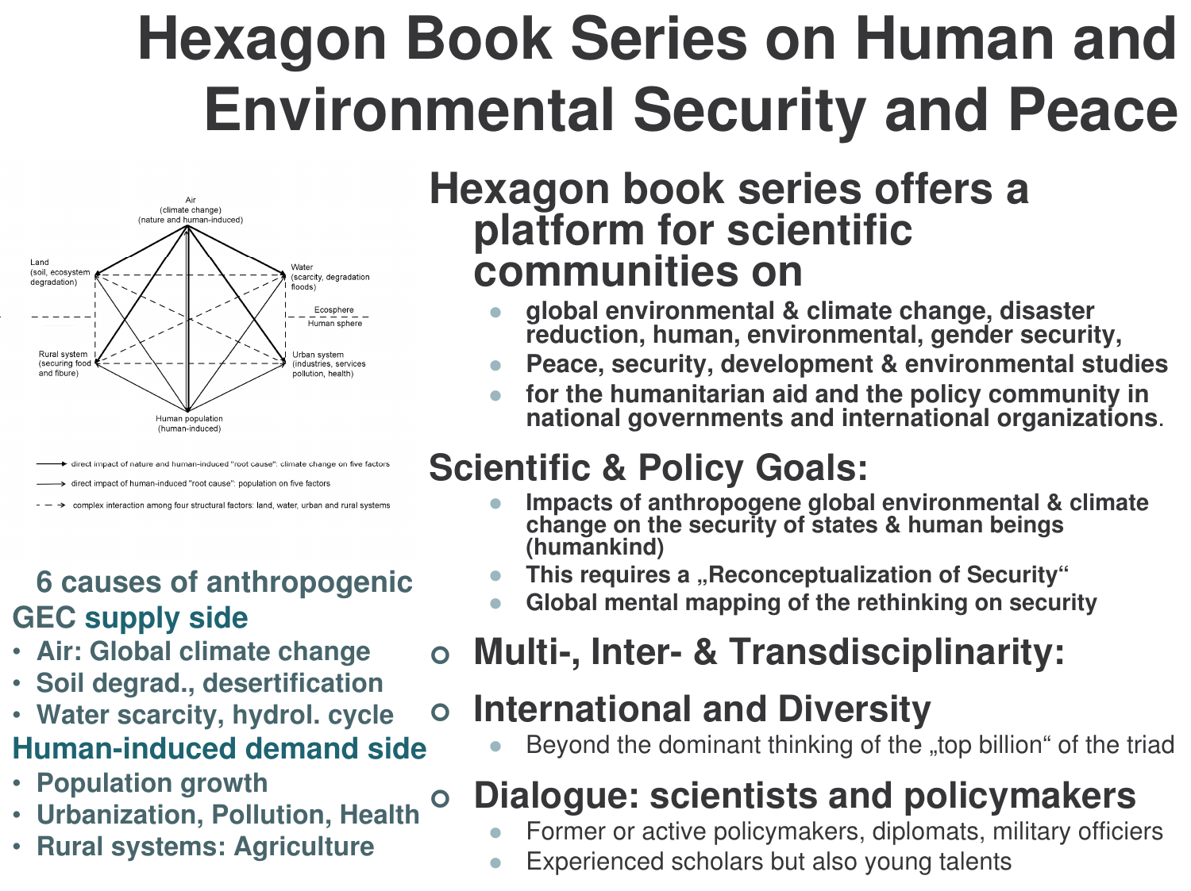# Hexagon Book Series on Human and Environmental Security and Peace

Air
(climate change)
(nature and human-induced)

Land
(soil, ecosystem degradation)

Water
(scarcity, degradation floods)

Ecosphere

Human sphere

Rural system
(securing food and fibure)

Urban system
(industries, services pollution, health)

Human population
(human-induced)

→ direct impact of nature and human-induced "root cause": climate change on five factors

→ direct impact of human-induced "root cause": population on five factors

- - → complex interaction among four structural factors: land, water, urban and rural systems

**6 causes of anthropogenic GEC supply side**

- Air: Global climate change
- Soil degrad., desertification
- Water scarcity, hydrol. cycle

**Human-induced demand side**

- Population growth
- Urbanization, Pollution, Health
- Rural systems: Agriculture

## Hexagon book series offers a platform for scientific communities on

- **global environmental & climate change, disaster reduction, human, environmental, gender security,**
- **Peace, security, development & environmental studies**
- **for the humanitarian aid and the policy community in national governments and international organizations**.

## Scientific & Policy Goals:

- **Impacts of anthropogene global environmental & climate change on the security of states & human beings (humankind)**
- **This requires a „Reconceptualization of Security“**
- **Global mental mapping of the rethinking on security**

- **Multi-, Inter- & Transdisciplinarity:**
- **International and Diversity**
  - Beyond the dominant thinking of the „top billion“ of the triad
- **Dialogue: scientists and policymakers**
  - Former or active policymakers, diplomats, military officiers
  - Experienced scholars but also young talents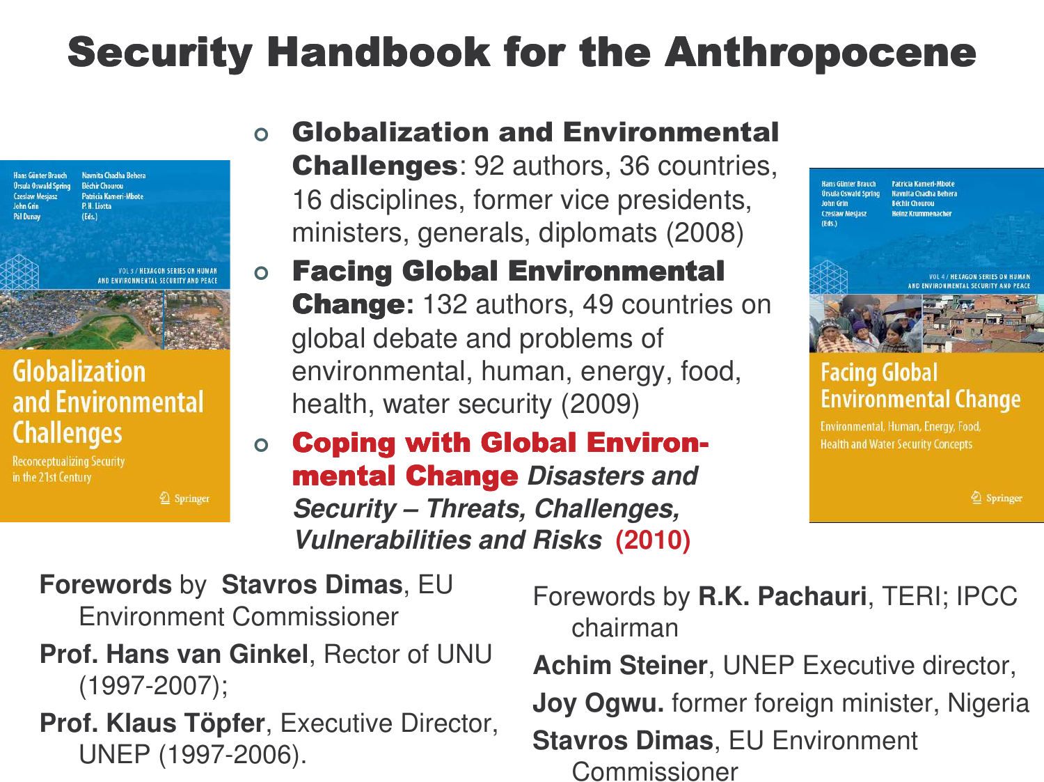# Security Handbook for the Anthropocene

- **Globalization and Environmental Challenges**: 92 authors, 36 countries, 16 disciplines, former vice presidents, ministers, generals, diplomats (2008)
- **Facing Global Environmental Change:** 132 authors, 49 countries on global debate and problems of environmental, human, energy, food, health, water security (2009)
- **Coping with Global Environ-mental Change** ***Disasters and Security – Threats, Challenges, Vulnerabilities and Risks*** **(2010)**

**Forewords** by **Stavros Dimas**, EU Environment Commissioner

**Prof. Hans van Ginkel**, Rector of UNU (1997-2007);

**Prof. Klaus Töpfer**, Executive Director, UNEP (1997-2006).

Forewords by **R.K. Pachauri**, TERI; IPCC chairman

**Achim Steiner**, UNEP Executive director,

**Joy Ogwu.** former foreign minister, Nigeria

**Stavros Dimas**, EU Environment Commissioner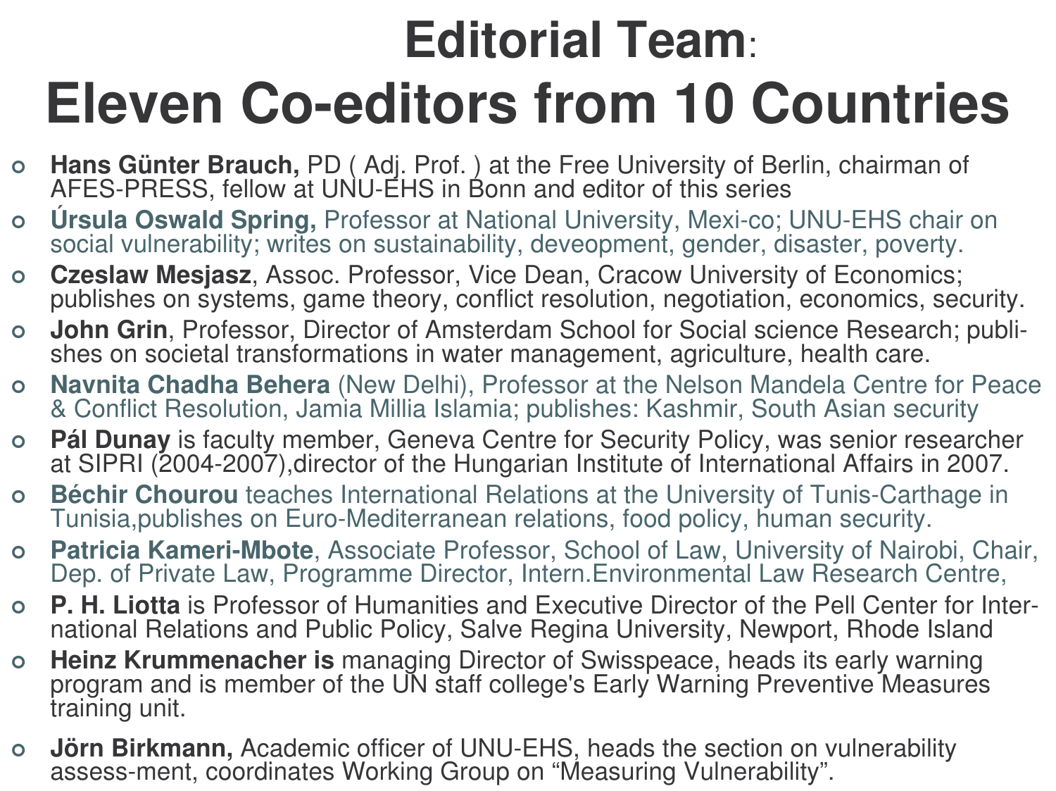# Editorial Team: Eleven Co-editors from 10 Countries

- **Hans Günter Brauch,** PD ( Adj. Prof. ) at the Free University of Berlin, chairman of AFES-PRESS, fellow at UNU-EHS in Bonn and editor of this series
- **Úrsula Oswald Spring,** Professor at National University, Mexi-co; UNU-EHS chair on social vulnerability; writes on sustainability, deveopment, gender, disaster, poverty.
- **Czeslaw Mesjasz**, Assoc. Professor, Vice Dean, Cracow University of Economics; publishes on systems, game theory, conflict resolution, negotiation, economics, security.
- **John Grin**, Professor, Director of Amsterdam School for Social science Research; publishes on societal transformations in water management, agriculture, health care.
- **Navnita Chadha Behera** (New Delhi), Professor at the Nelson Mandela Centre for Peace & Conflict Resolution, Jamia Millia Islamia; publishes: Kashmir, South Asian security
- **Pál Dunay** is faculty member, Geneva Centre for Security Policy, was senior researcher at SIPRI (2004-2007),director of the Hungarian Institute of International Affairs in 2007.
- **Béchir Chourou** teaches International Relations at the University of Tunis-Carthage in Tunisia,publishes on Euro-Mediterranean relations, food policy, human security.
- **Patricia Kameri-Mbote**, Associate Professor, School of Law, University of Nairobi, Chair, Dep. of Private Law, Programme Director, Intern.Environmental Law Research Centre,
- **P. H. Liotta** is Professor of Humanities and Executive Director of the Pell Center for International Relations and Public Policy, Salve Regina University, Newport, Rhode Island
- **Heinz Krummenacher is** managing Director of Swisspeace, heads its early warning program and is member of the UN staff college's Early Warning Preventive Measures training unit.
- **Jörn Birkmann,** Academic officer of UNU-EHS, heads the section on vulnerability assess-ment, coordinates Working Group on "Measuring Vulnerability".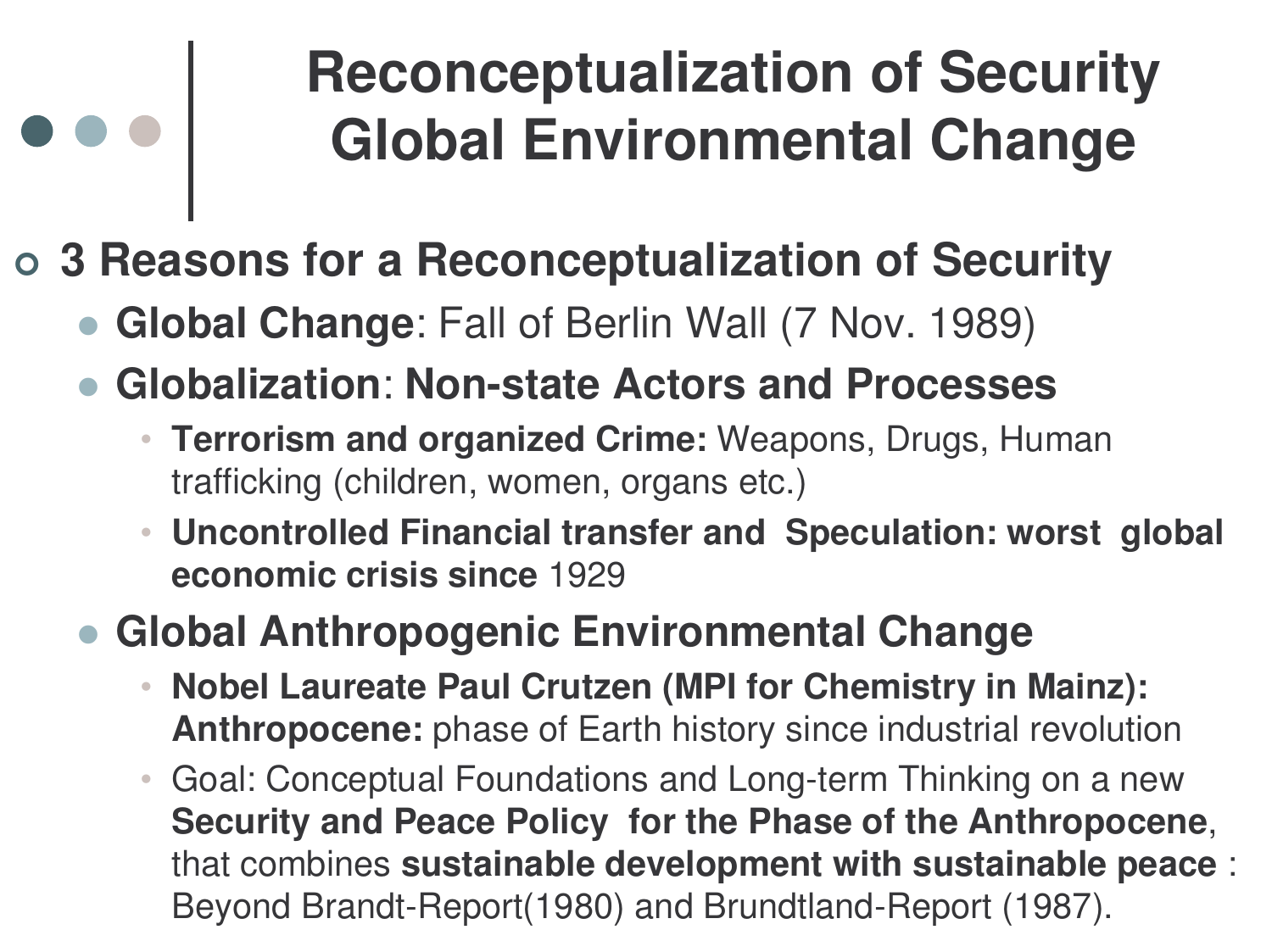# Reconceptualization of Security Global Environmental Change

- **3 Reasons for a Reconceptualization of Security**
  - **Global Change**: Fall of Berlin Wall (7 Nov. 1989)
  - **Globalization**: **Non-state Actors and Processes**
    - **Terrorism and organized Crime:** Weapons, Drugs, Human trafficking (children, women, organs etc.)
    - **Uncontrolled Financial transfer and Speculation: worst global economic crisis since** 1929
  - **Global Anthropogenic Environmental Change**
    - **Nobel Laureate Paul Crutzen (MPI for Chemistry in Mainz): Anthropocene:** phase of Earth history since industrial revolution
    - Goal: Conceptual Foundations and Long-term Thinking on a new **Security and Peace Policy for the Phase of the Anthropocene**, that combines **sustainable development with sustainable peace** : Beyond Brandt-Report(1980) and Brundtland-Report (1987).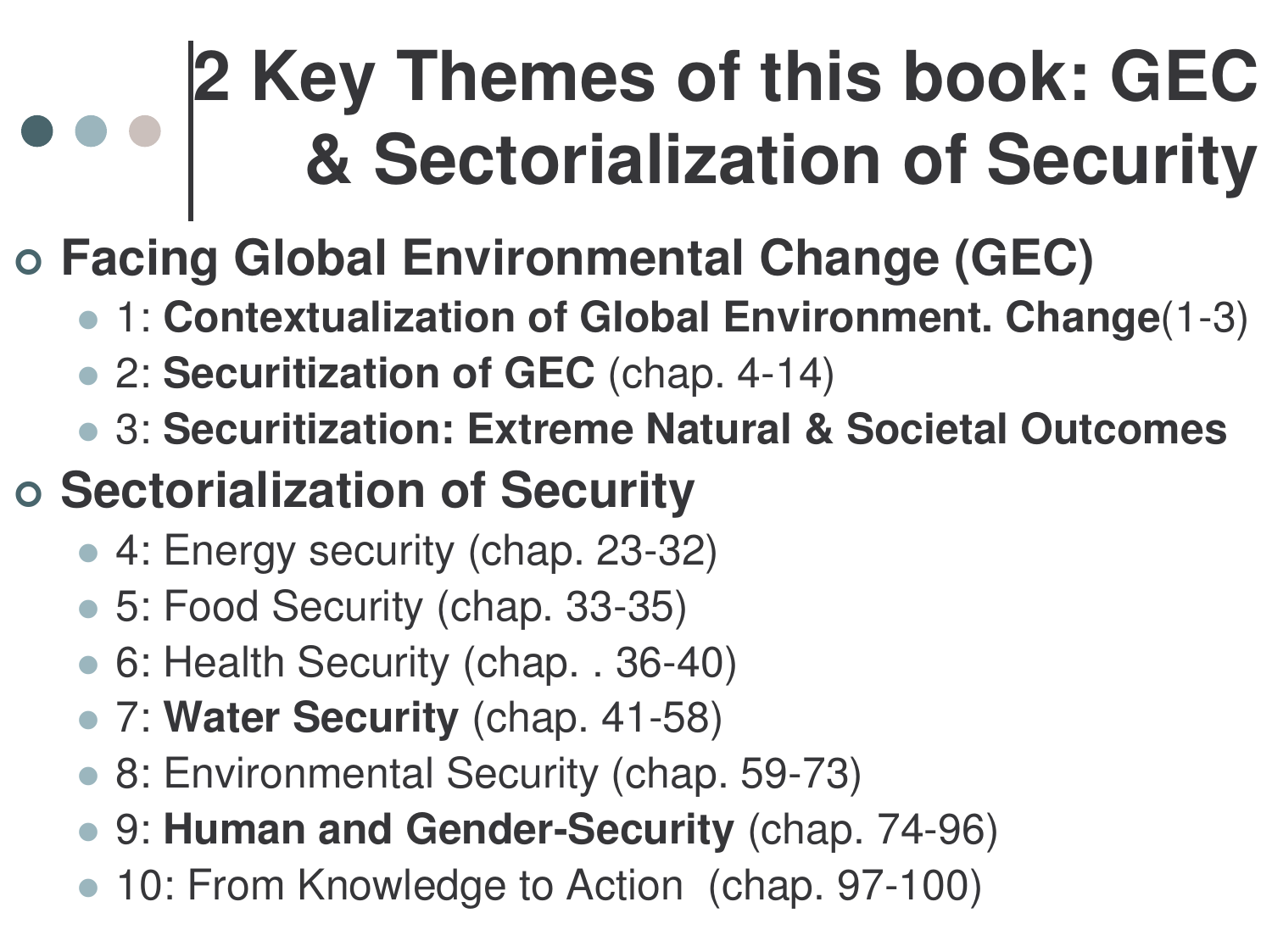# 2 Key Themes of this book: GEC & Sectorialization of Security

- **Facing Global Environmental Change (GEC)**
  - 1: **Contextualization of Global Environment. Change**(1-3)
  - 2: **Securitization of GEC** (chap. 4-14)
  - 3: **Securitization: Extreme Natural & Societal Outcomes**
- **Sectorialization of Security**
  - 4: Energy security (chap. 23-32)
  - 5: Food Security (chap. 33-35)
  - 6: Health Security (chap. . 36-40)
  - 7: **Water Security** (chap. 41-58)
  - 8: Environmental Security (chap. 59-73)
  - 9: **Human and Gender-Security** (chap. 74-96)
  - 10: From Knowledge to Action (chap. 97-100)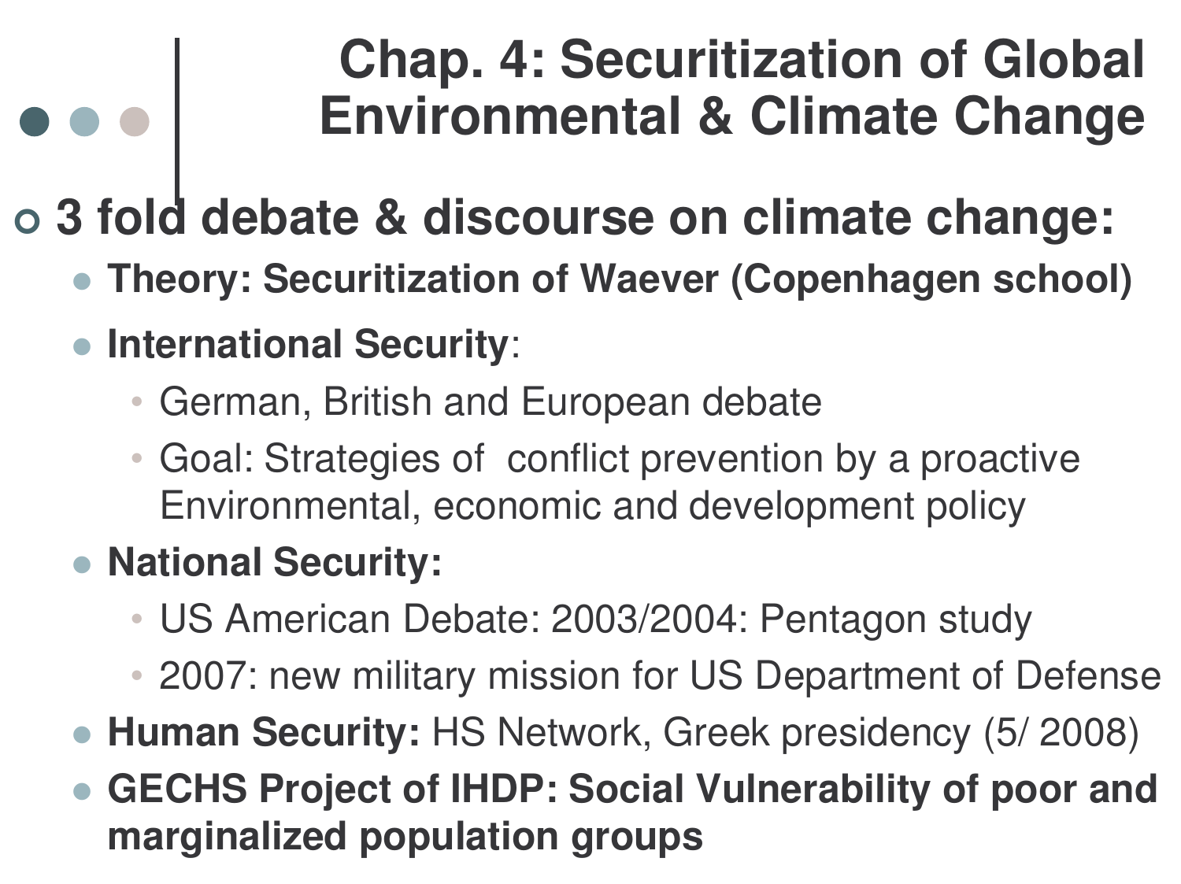# Chap. 4: Securitization of Global Environmental & Climate Change

- **3 fold debate & discourse on climate change:**
  - **Theory: Securitization of Waever (Copenhagen school)**
  - **International Security**:
    - German, British and European debate
    - Goal: Strategies of conflict prevention by a proactive Environmental, economic and development policy
  - **National Security:**
    - US American Debate: 2003/2004: Pentagon study
    - 2007: new military mission for US Department of Defense
  - **Human Security:** HS Network, Greek presidency (5/ 2008)
  - **GECHS Project of IHDP: Social Vulnerability of poor and marginalized population groups**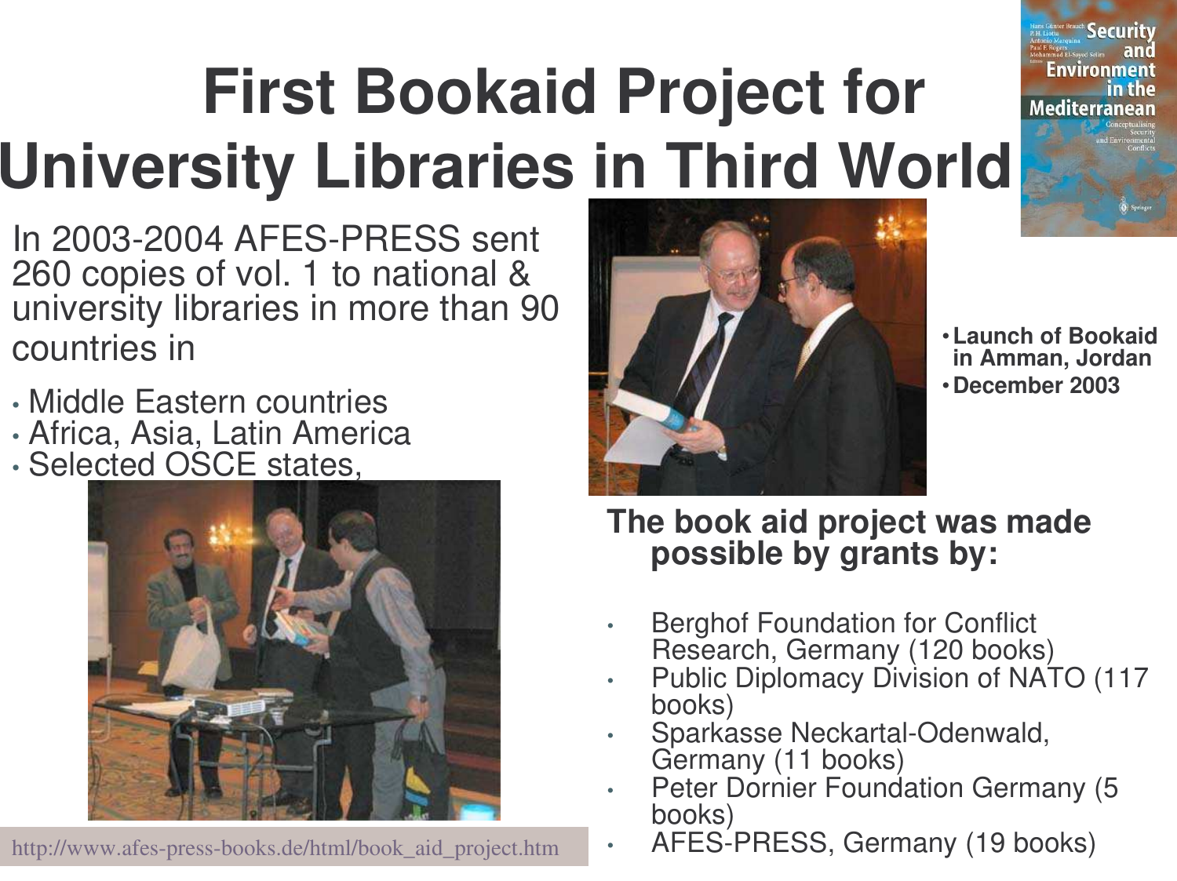# First Bookaid Project for University Libraries in Third World

In 2003-2004 AFES-PRESS sent 260 copies of vol. 1 to national & university libraries in more than 90 countries in

- Middle Eastern countries
- Africa, Asia, Latin America
- Selected OSCE states,

http://www.afes-press-books.de/html/book_aid_project.htm

- **Launch of Bookaid in Amman, Jordan**
- **December 2003**

**The book aid project was made possible by grants by:**

- Berghof Foundation for Conflict Research, Germany (120 books)
- Public Diplomacy Division of NATO (117 books)
- Sparkasse Neckartal-Odenwald, Germany (11 books)
- Peter Dornier Foundation Germany (5 books)
- AFES-PRESS, Germany (19 books)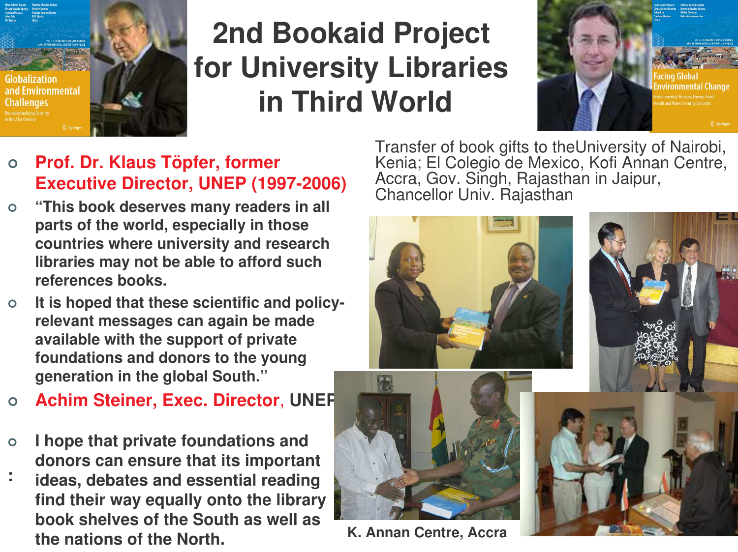# 2nd Bookaid Project for University Libraries in Third World

- **Prof. Dr. Klaus Töpfer, former Executive Director, UNEP (1997-2006)**
- **"This book deserves many readers in all parts of the world, especially in those countries where university and research libraries may not be able to afford such references books.**
- **It is hoped that these scientific and policy-relevant messages can again be made available with the support of private foundations and donors to the young generation in the global South."**
- **Achim Steiner, Exec. Director, UNEP**
- **I hope that private foundations and donors can ensure that its important ideas, debates and essential reading find their way equally onto the library book shelves of the South as well as the nations of the North.**

Transfer of book gifts to theUniversity of Nairobi, Kenia; El Colegio de Mexico, Kofi Annan Centre, Accra, Gov. Singh, Rajasthan in Jaipur, Chancellor Univ. Rajasthan

**K. Annan Centre, Accra**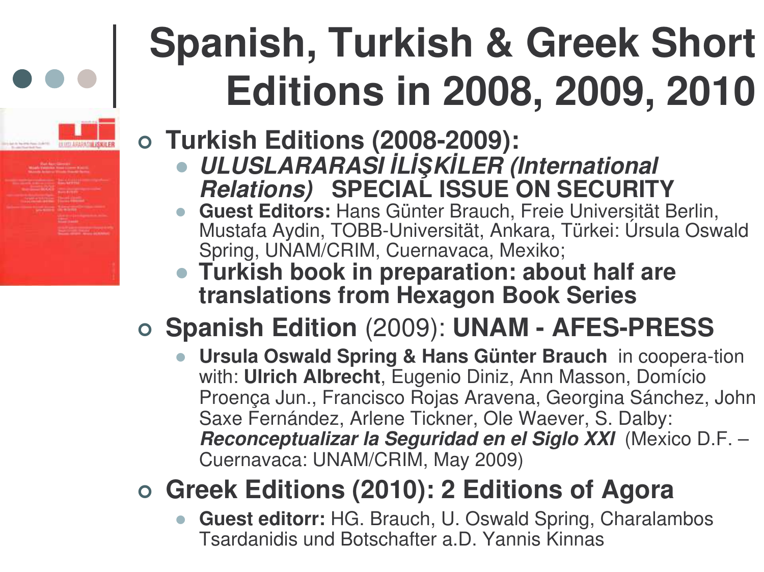# Spanish, Turkish & Greek Short Editions in 2008, 2009, 2010

- **Turkish Editions (2008-2009):**
  - ***ULUSLARARASI İLİŞKİLER (International Relations)*** **SPECIAL ISSUE ON SECURITY**
  - **Guest Editors:** Hans Günter Brauch, Freie Universität Berlin, Mustafa Aydin, TOBB-Universität, Ankara, Türkei: Úrsula Oswald Spring, UNAM/CRIM, Cuernavaca, Mexiko;
  - **Turkish book in preparation: about half are translations from Hexagon Book Series**
- **Spanish Edition** (2009): **UNAM - AFES-PRESS**
  - **Ursula Oswald Spring & Hans Günter Brauch** in coopera-tion with: **Ulrich Albrecht**, Eugenio Diniz, Ann Masson, Domício Proença Jun., Francisco Rojas Aravena, Georgina Sánchez, John Saxe Fernández, Arlene Tickner, Ole Waever, S. Dalby: ***Reconceptualizar la Seguridad en el Siglo XXI*** (Mexico D.F. – Cuernavaca: UNAM/CRIM, May 2009)
- **Greek Editions (2010): 2 Editions of Agora**
  - **Guest editorr:** HG. Brauch, U. Oswald Spring, Charalambos Tsardanidis und Botschafter a.D. Yannis Kinnas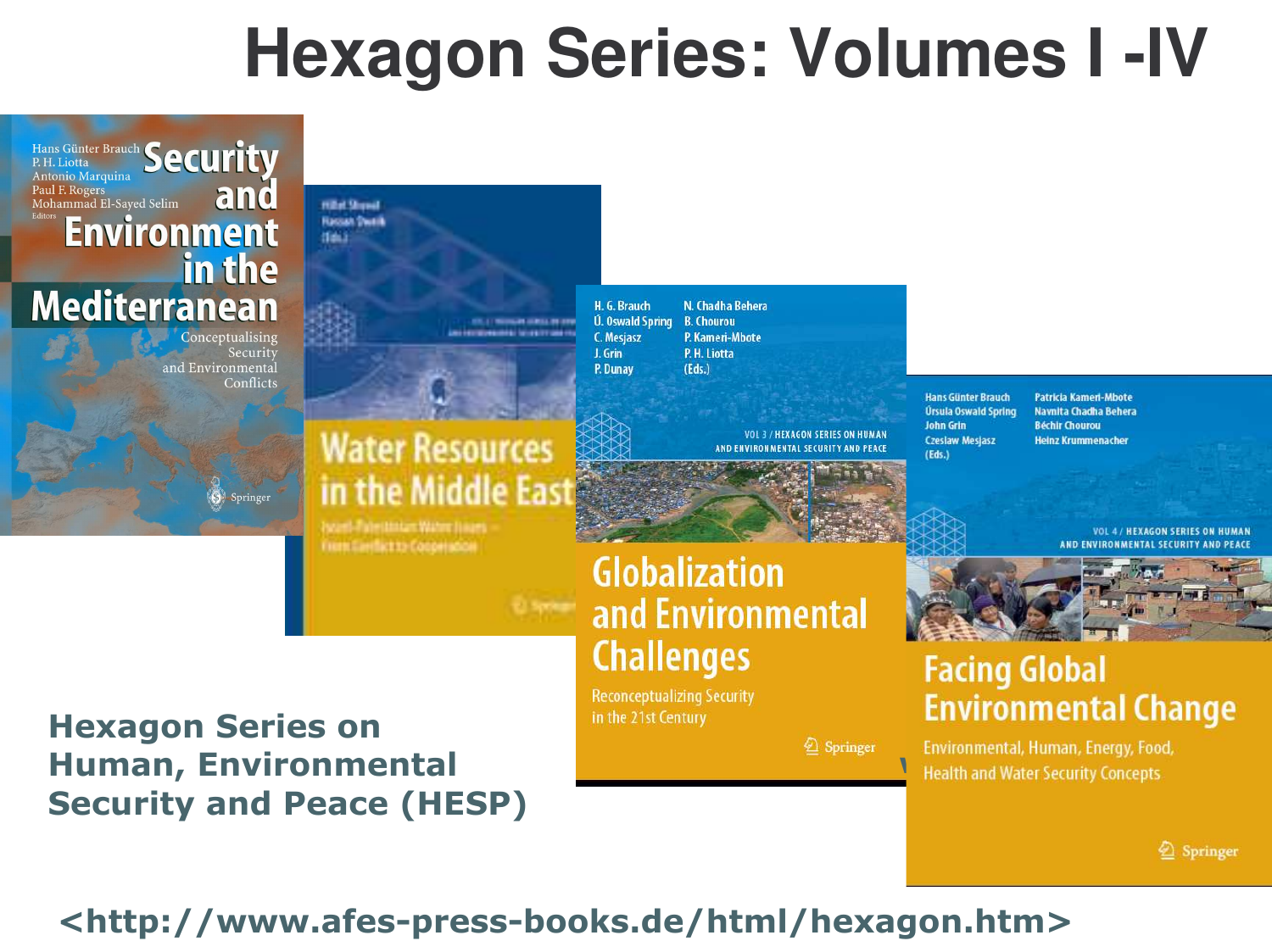# Hexagon Series: Volumes I -IV

Hans Günter Brauch
P. H. Liotta
Antonio Marquina
Paul F. Rogers
Mohammad El-Sayed Selim
Editors

**Security and Environment in the Mediterranean**

Conceptualising Security and Environmental Conflicts

Springer

Hillel Shuval
Hassan Dweik
(Eds.)

**Water Resources in the Middle East**

Israeli-Palestinian Water Issues – From Conflict to Cooperation

Springer

H. G. Brauch
Ú. Oswald Spring
C. Mesjasz
J. Grin
P. Dunay
N. Chadha Behera
B. Chourou
P. Kameri-Mbote
P. H. Liotta
(Eds.)

VOL 3 / HEXAGON SERIES ON HUMAN AND ENVIRONMENTAL SECURITY AND PEACE

**Globalization and Environmental Challenges**

Reconceptualizing Security in the 21st Century

Springer

Hans Günter Brauch
Úrsula Oswald Spring
John Grin
Czeslaw Mesjasz
(Eds.)
Patricia Kameri-Mbote
Navnita Chadha Behera
Béchir Chourou
Heinz Krummenacher

VOL 4 / HEXAGON SERIES ON HUMAN AND ENVIRONMENTAL SECURITY AND PEACE

**Facing Global Environmental Change**

Environmental, Human, Energy, Food, Health and Water Security Concepts

Springer

**Hexagon Series on Human, Environmental Security and Peace (HESP)**

**<http://www.afes-press-books.de/html/hexagon.htm>**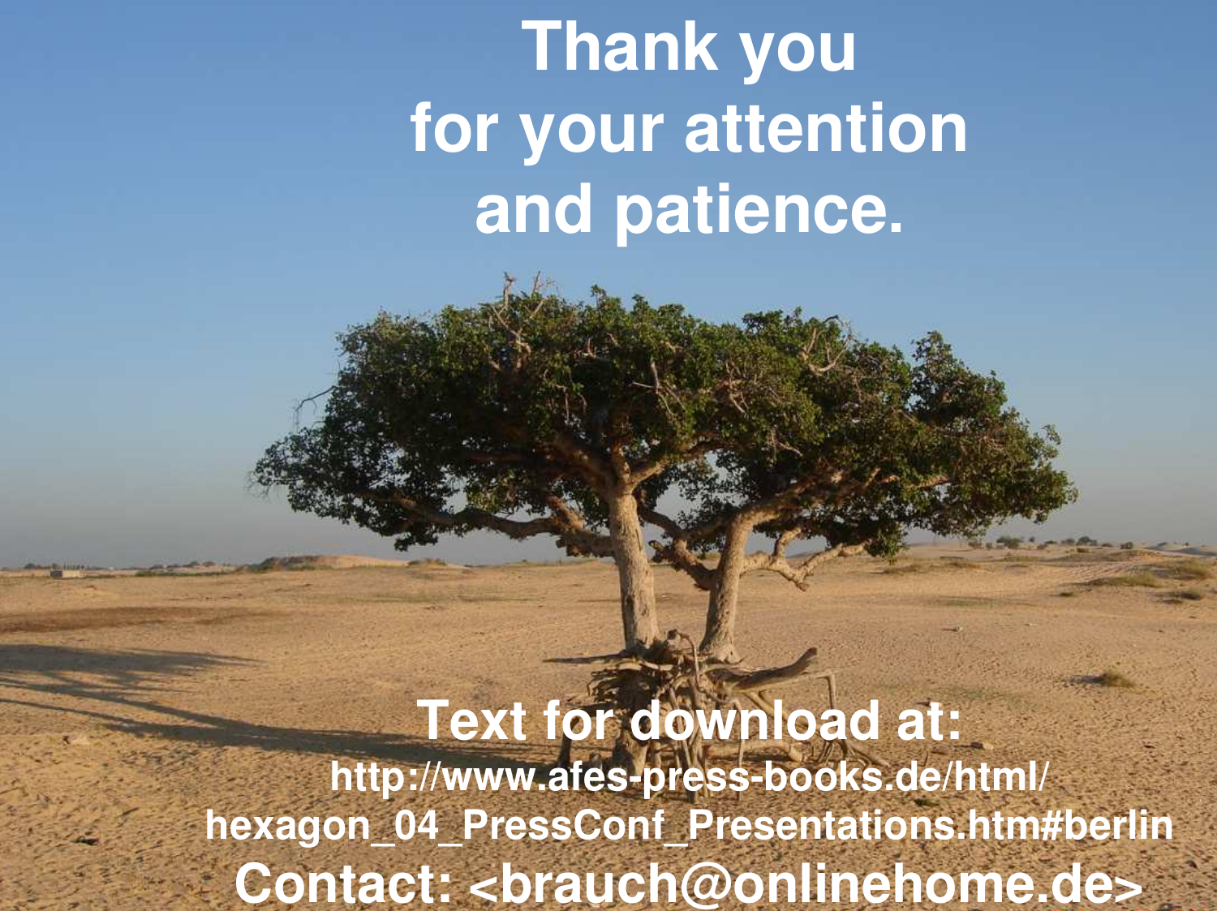# Thank you for your attention and patience.

**Text for download at:**

**http://www.afes-press-books.de/html/hexagon_04_PressConf_Presentations.htm#berlin**

**Contact: <brauch@onlinehome.de>**